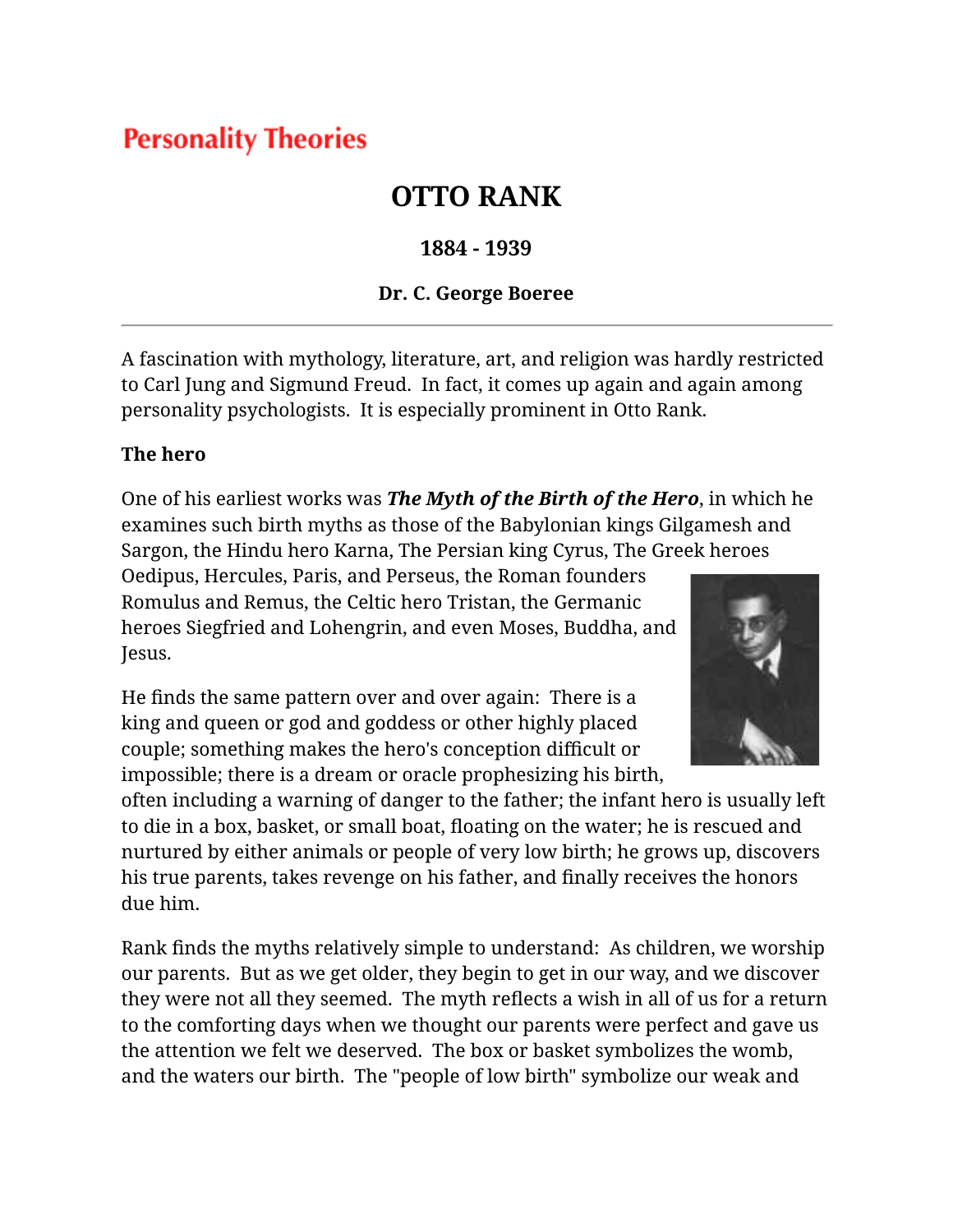Personality Theories

# OTTO RANK

### 1884 - 1939

### Dr. C. George Boeree

---

A fascination with mythology, literature, art, and religion was hardly restricted to Carl Jung and Sigmund Freud. In fact, it comes up again and again among personality psychologists. It is especially prominent in Otto Rank.

**The hero**

One of his earliest works was ***The Myth of the Birth of the Hero***, in which he examines such birth myths as those of the Babylonian kings Gilgamesh and Sargon, the Hindu hero Karna, The Persian king Cyrus, The Greek heroes Oedipus, Hercules, Paris, and Perseus, the Roman founders Romulus and Remus, the Celtic hero Tristan, the Germanic heroes Siegfried and Lohengrin, and even Moses, Buddha, and Jesus.

He finds the same pattern over and over again: There is a king and queen or god and goddess or other highly placed couple; something makes the hero's conception difficult or impossible; there is a dream or oracle prophesizing his birth, often including a warning of danger to the father; the infant hero is usually left to die in a box, basket, or small boat, floating on the water; he is rescued and nurtured by either animals or people of very low birth; he grows up, discovers his true parents, takes revenge on his father, and finally receives the honors due him.

Rank finds the myths relatively simple to understand: As children, we worship our parents. But as we get older, they begin to get in our way, and we discover they were not all they seemed. The myth reflects a wish in all of us for a return to the comforting days when we thought our parents were perfect and gave us the attention we felt we deserved. The box or basket symbolizes the womb, and the waters our birth. The "people of low birth" symbolize our weak and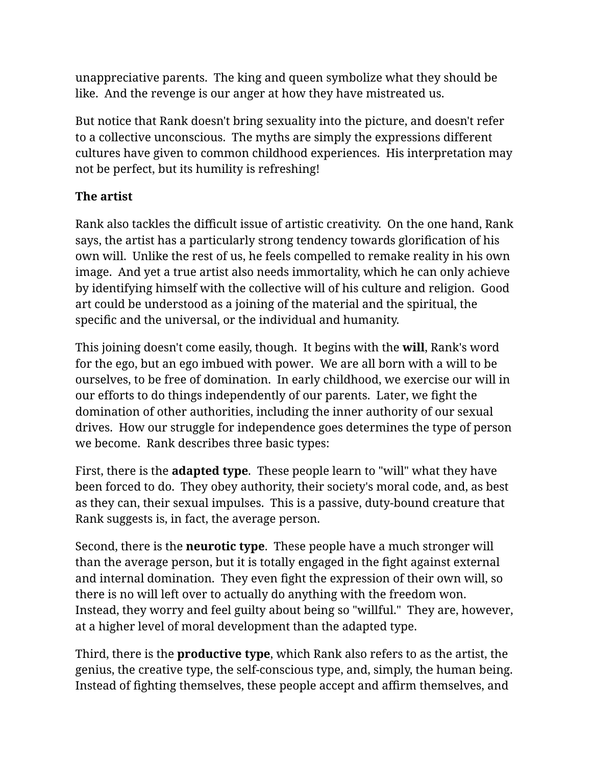unappreciative parents. The king and queen symbolize what they should be like. And the revenge is our anger at how they have mistreated us.

But notice that Rank doesn't bring sexuality into the picture, and doesn't refer to a collective unconscious. The myths are simply the expressions different cultures have given to common childhood experiences. His interpretation may not be perfect, but its humility is refreshing!

**The artist**

Rank also tackles the difficult issue of artistic creativity. On the one hand, Rank says, the artist has a particularly strong tendency towards glorification of his own will. Unlike the rest of us, he feels compelled to remake reality in his own image. And yet a true artist also needs immortality, which he can only achieve by identifying himself with the collective will of his culture and religion. Good art could be understood as a joining of the material and the spiritual, the specific and the universal, or the individual and humanity.

This joining doesn't come easily, though. It begins with the **will**, Rank's word for the ego, but an ego imbued with power. We are all born with a will to be ourselves, to be free of domination. In early childhood, we exercise our will in our efforts to do things independently of our parents. Later, we fight the domination of other authorities, including the inner authority of our sexual drives. How our struggle for independence goes determines the type of person we become. Rank describes three basic types:

First, there is the **adapted type**. These people learn to "will" what they have been forced to do. They obey authority, their society's moral code, and, as best as they can, their sexual impulses. This is a passive, duty-bound creature that Rank suggests is, in fact, the average person.

Second, there is the **neurotic type**. These people have a much stronger will than the average person, but it is totally engaged in the fight against external and internal domination. They even fight the expression of their own will, so there is no will left over to actually do anything with the freedom won. Instead, they worry and feel guilty about being so "willful." They are, however, at a higher level of moral development than the adapted type.

Third, there is the **productive type**, which Rank also refers to as the artist, the genius, the creative type, the self-conscious type, and, simply, the human being. Instead of fighting themselves, these people accept and affirm themselves, and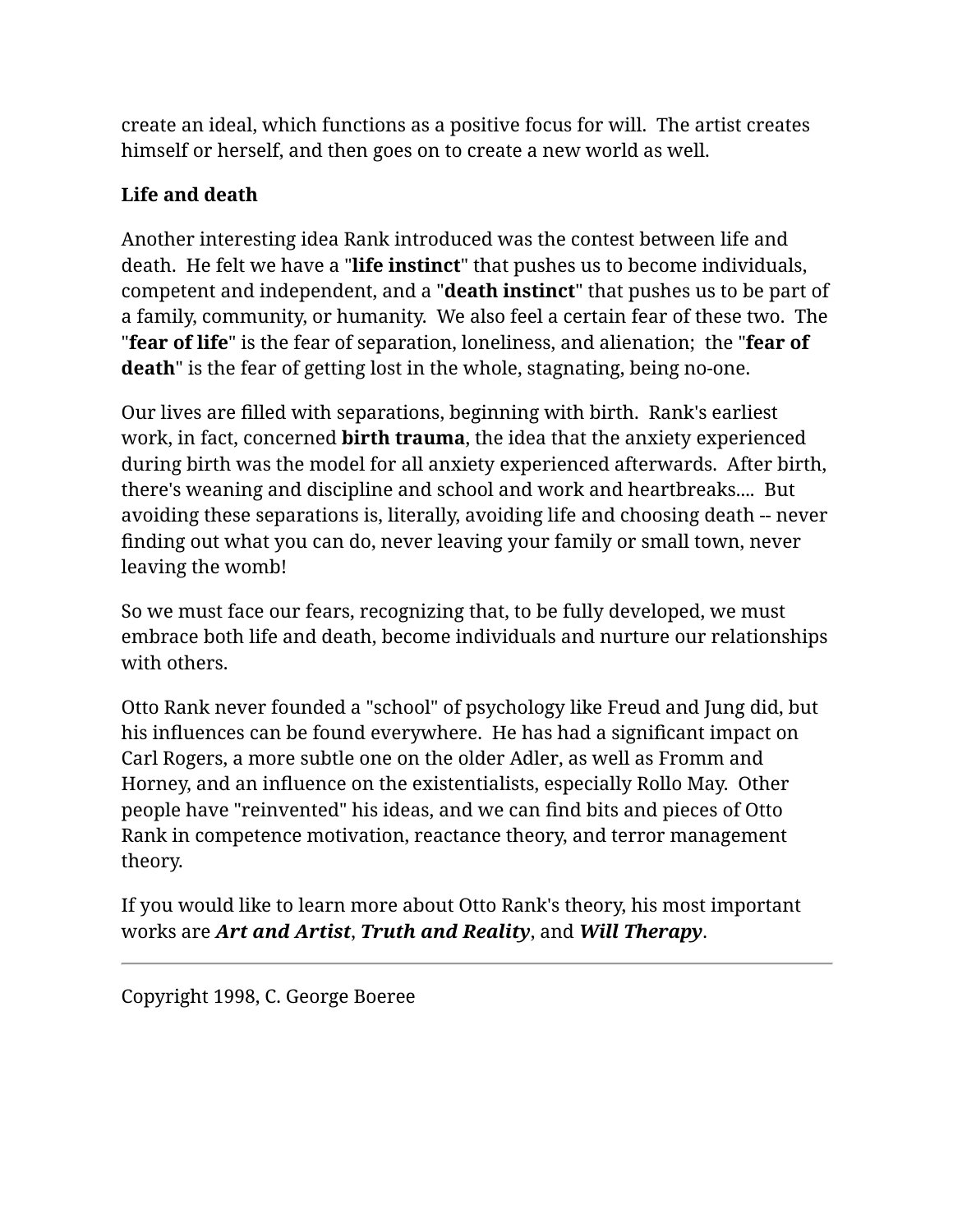create an ideal, which functions as a positive focus for will. The artist creates himself or herself, and then goes on to create a new world as well.

**Life and death**

Another interesting idea Rank introduced was the contest between life and death. He felt we have a "**life instinct**" that pushes us to become individuals, competent and independent, and a "**death instinct**" that pushes us to be part of a family, community, or humanity. We also feel a certain fear of these two. The "**fear of life**" is the fear of separation, loneliness, and alienation; the "**fear of death**" is the fear of getting lost in the whole, stagnating, being no-one.

Our lives are filled with separations, beginning with birth. Rank's earliest work, in fact, concerned **birth trauma**, the idea that the anxiety experienced during birth was the model for all anxiety experienced afterwards. After birth, there's weaning and discipline and school and work and heartbreaks.... But avoiding these separations is, literally, avoiding life and choosing death -- never finding out what you can do, never leaving your family or small town, never leaving the womb!

So we must face our fears, recognizing that, to be fully developed, we must embrace both life and death, become individuals and nurture our relationships with others.

Otto Rank never founded a "school" of psychology like Freud and Jung did, but his influences can be found everywhere. He has had a significant impact on Carl Rogers, a more subtle one on the older Adler, as well as Fromm and Horney, and an influence on the existentialists, especially Rollo May. Other people have "reinvented" his ideas, and we can find bits and pieces of Otto Rank in competence motivation, reactance theory, and terror management theory.

If you would like to learn more about Otto Rank's theory, his most important works are ***Art and Artist***, ***Truth and Reality***, and ***Will Therapy***.

---

Copyright 1998, C. George Boeree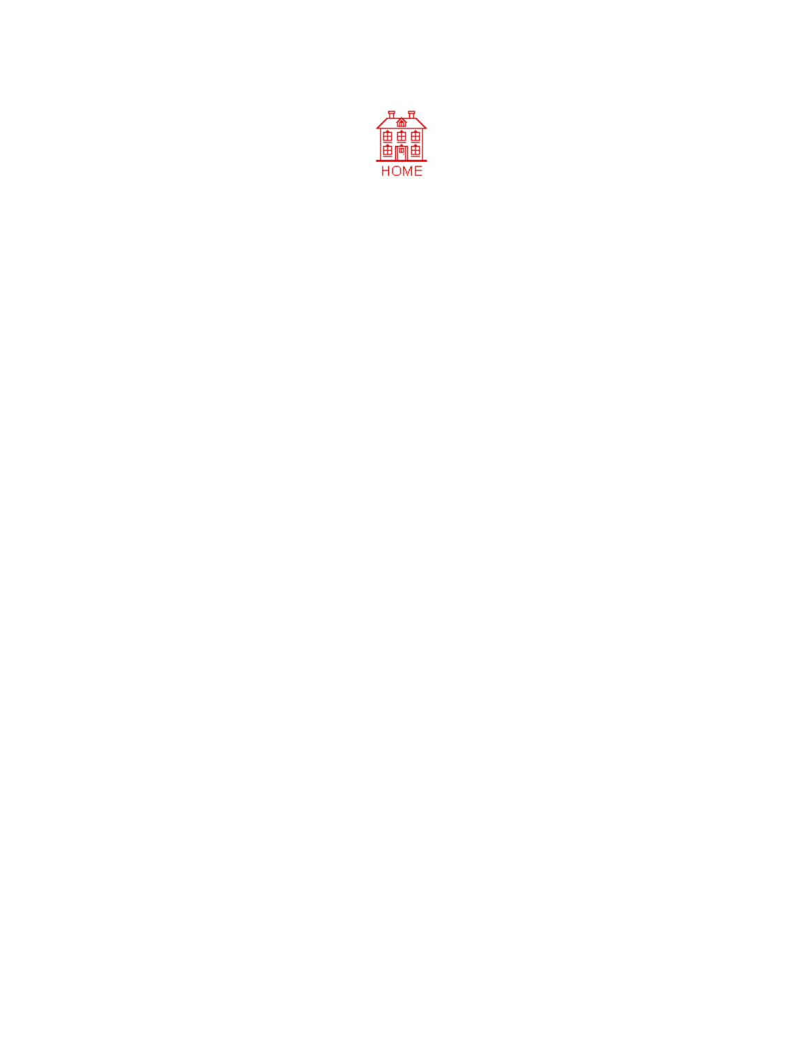HOME